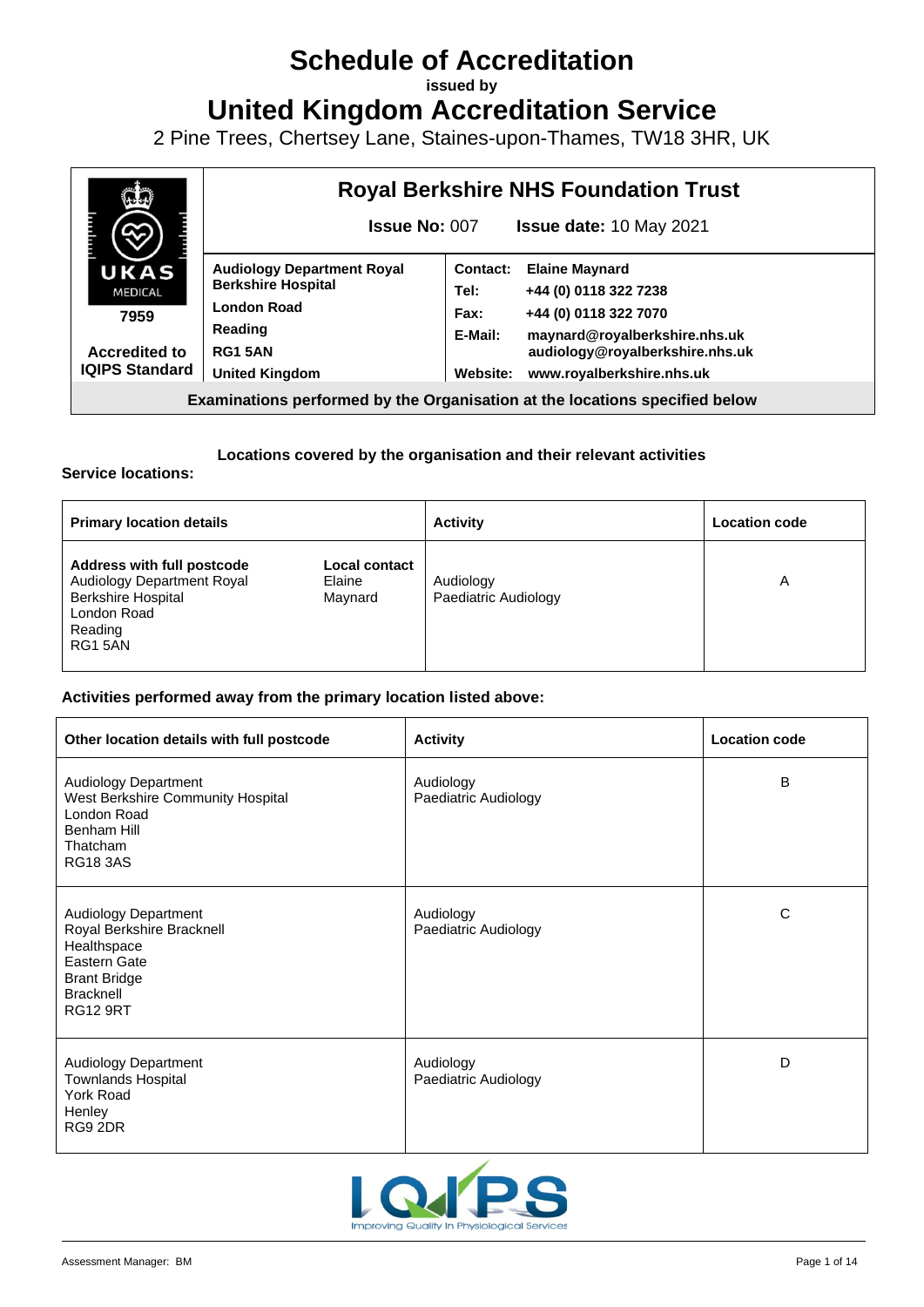# Schedule of Accreditation

issued by

# United Kingdom Accreditation Service

2 Pine Trees, Chertsey Lane, Staines-upon-Thames, TW18 3HR, UK

| UKAS MEDICAL 7959 Accredited to IQIPS Standard | **Royal Berkshire NHS Foundation Trust** | | |
|---|---|---|---|
| | **Issue No:** 007 **Issue date:** 10 May 2021 | | |
| | **Audiology Department Royal Berkshire Hospital** | **Contact:** | **Elaine Maynard** |
| | | **Tel:** | **+44 (0) 0118 322 7238** |
| | **London Road** | **Fax:** | **+44 (0) 0118 322 7070** |
| | **Reading** | **E-Mail:** | **maynard@royalberkshire.nhs.uk audiology@royalberkshire.nhs.uk** |
| | **RG1 5AN** | | |
| | **United Kingdom** | **Website:** | **www.royalberkshire.nhs.uk** |

**Examinations performed by the Organisation at the locations specified below**

**Locations covered by the organisation and their relevant activities**

**Service locations:**

| **Primary location details** | | **Activity** | **Location code** |
|---|---|---|---|
| **Address with full postcode**<br>Audiology Department Royal Berkshire Hospital<br>London Road<br>Reading<br>RG1 5AN | **Local contact**<br>Elaine Maynard | Audiology<br>Paediatric Audiology | A |

**Activities performed away from the primary location listed above:**

| **Other location details with full postcode** | **Activity** | **Location code** |
|---|---|---|
| Audiology Department<br>West Berkshire Community Hospital<br>London Road<br>Benham Hill<br>Thatcham<br>RG18 3AS | Audiology<br>Paediatric Audiology | B |
| Audiology Department<br>Royal Berkshire Bracknell Healthspace<br>Eastern Gate<br>Brant Bridge<br>Bracknell<br>RG12 9RT | Audiology<br>Paediatric Audiology | C |
| Audiology Department<br>Townlands Hospital<br>York Road<br>Henley<br>RG9 2DR | Audiology<br>Paediatric Audiology | D |

IQIPS Improving Quality In Physiological Services

Assessment Manager: BM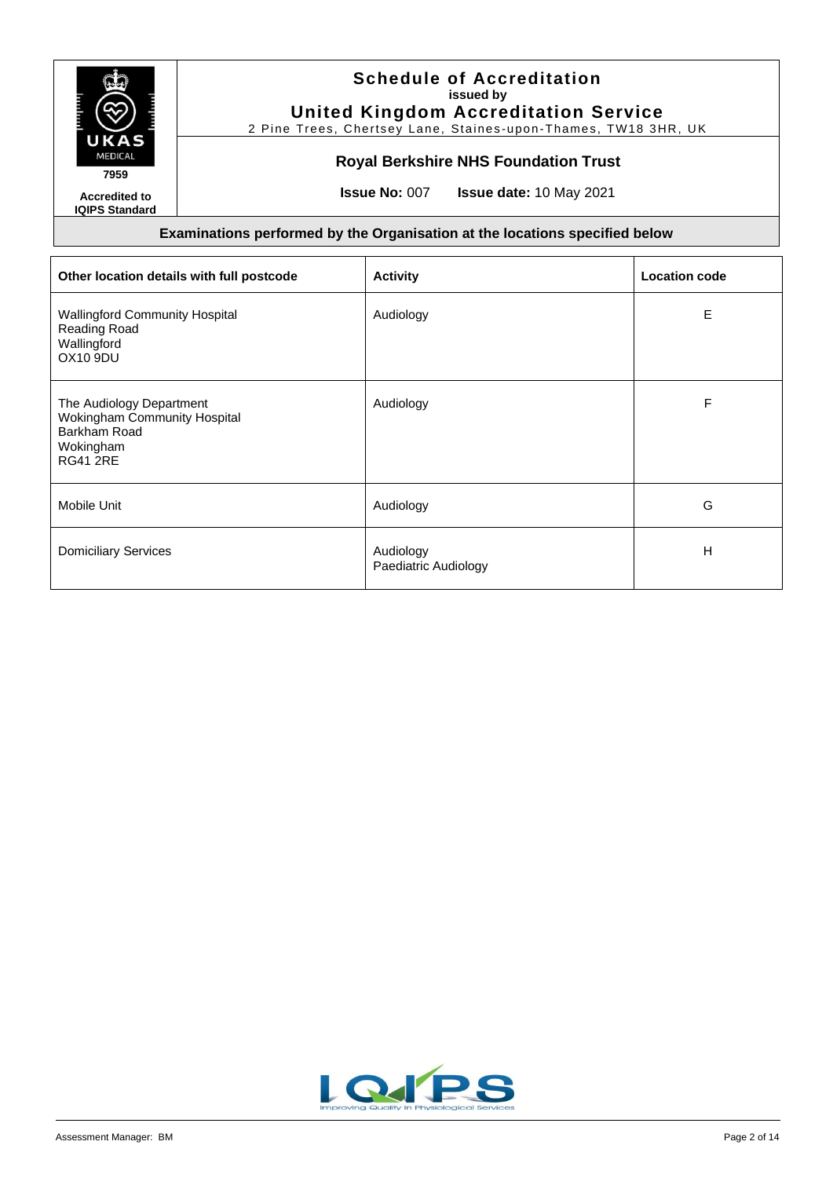# Schedule of Accreditation

**issued by**

**United Kingdom Accreditation Service**

2 Pine Trees, Chertsey Lane, Staines-upon-Thames, TW18 3HR, UK

7959

**Accredited to IQIPS Standard**

## Royal Berkshire NHS Foundation Trust

**Issue No:** 007 **Issue date:** 10 May 2021

### Examinations performed by the Organisation at the locations specified below

| Other location details with full postcode | Activity | Location code |
| --- | --- | --- |
| Wallingford Community Hospital<br>Reading Road<br>Wallingford<br>OX10 9DU | Audiology | E |
| The Audiology Department<br>Wokingham Community Hospital<br>Barkham Road<br>Wokingham<br>RG41 2RE | Audiology | F |
| Mobile Unit | Audiology | G |
| Domiciliary Services | Audiology<br>Paediatric Audiology | H |

Assessment Manager: BM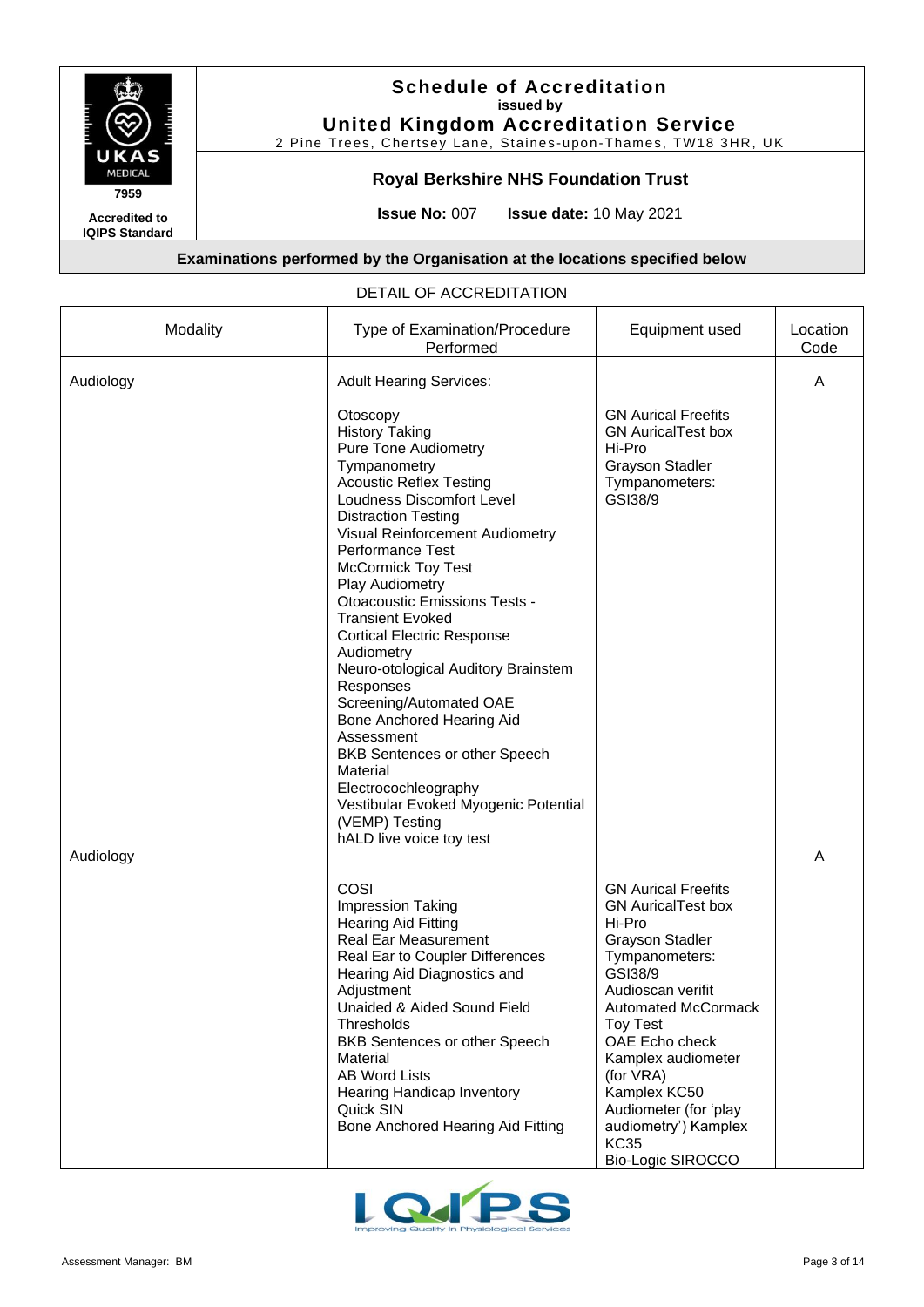# Schedule of Accreditation

**issued by**

**United Kingdom Accreditation Service**

2 Pine Trees, Chertsey Lane, Staines-upon-Thames, TW18 3HR, UK

**Royal Berkshire NHS Foundation Trust**

**Issue No:** 007 **Issue date:** 10 May 2021

7959

**Accredited to IQIPS Standard**

**Examinations performed by the Organisation at the locations specified below**

DETAIL OF ACCREDITATION

| Modality | Type of Examination/Procedure Performed | Equipment used | Location Code |
|---|---|---|---|
| Audiology | Adult Hearing Services:<br><br>Otoscopy<br>History Taking<br>Pure Tone Audiometry<br>Tympanometry<br>Acoustic Reflex Testing<br>Loudness Discomfort Level<br>Distraction Testing<br>Visual Reinforcement Audiometry<br>Performance Test<br>McCormick Toy Test<br>Play Audiometry<br>Otoacoustic Emissions Tests - Transient Evoked<br>Cortical Electric Response Audiometry<br>Neuro-otological Auditory Brainstem Responses<br>Screening/Automated OAE<br>Bone Anchored Hearing Aid Assessment<br>BKB Sentences or other Speech Material<br>Electrocochleography<br>Vestibular Evoked Myogenic Potential (VEMP) Testing<br>hALD live voice toy test | GN Aurical Freefits<br>GN AuricalTest box<br>Hi-Pro<br>Grayson Stadler<br>Tympanometers:<br>GSI38/9 | A |
| Audiology | COSI<br>Impression Taking<br>Hearing Aid Fitting<br>Real Ear Measurement<br>Real Ear to Coupler Differences<br>Hearing Aid Diagnostics and Adjustment<br>Unaided & Aided Sound Field Thresholds<br>BKB Sentences or other Speech Material<br>AB Word Lists<br>Hearing Handicap Inventory<br>Quick SIN<br>Bone Anchored Hearing Aid Fitting | GN Aurical Freefits<br>GN AuricalTest box<br>Hi-Pro<br>Grayson Stadler<br>Tympanometers:<br>GSI38/9<br>Audioscan verifit<br>Automated McCormack Toy Test<br>OAE Echo check<br>Kamplex audiometer (for VRA)<br>Kamplex KC50 Audiometer (for 'play audiometry') Kamplex KC35<br>Bio-Logic SIROCCO | A |

Assessment Manager: BM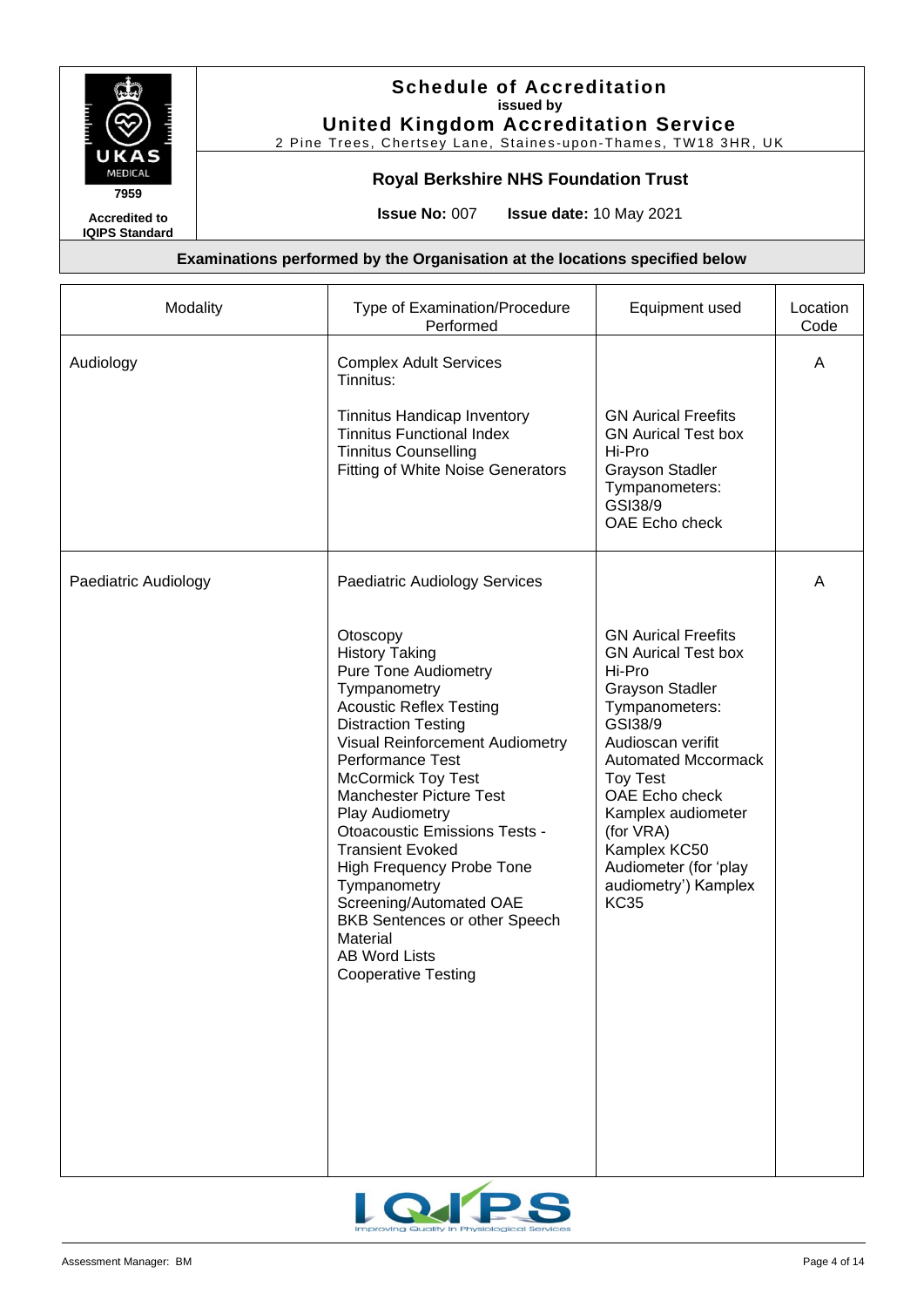# Schedule of Accreditation
**issued by**
## United Kingdom Accreditation Service
2 Pine Trees, Chertsey Lane, Staines-upon-Thames, TW18 3HR, UK

UKAS MEDICAL 7959

**Accredited to IQIPS Standard**

**Royal Berkshire NHS Foundation Trust**

**Issue No:** 007 **Issue date:** 10 May 2021

**Examinations performed by the Organisation at the locations specified below**

| Modality | Type of Examination/Procedure Performed | Equipment used | Location Code |
|---|---|---|---|
| Audiology | Complex Adult Services<br>Tinnitus:<br><br>Tinnitus Handicap Inventory<br>Tinnitus Functional Index<br>Tinnitus Counselling<br>Fitting of White Noise Generators | GN Aurical Freefits<br>GN Aurical Test box<br>Hi-Pro<br>Grayson Stadler<br>Tympanometers:<br>GSI38/9<br>OAE Echo check | A |
| Paediatric Audiology | Paediatric Audiology Services<br><br>Otoscopy<br>History Taking<br>Pure Tone Audiometry<br>Tympanometry<br>Acoustic Reflex Testing<br>Distraction Testing<br>Visual Reinforcement Audiometry<br>Performance Test<br>McCormick Toy Test<br>Manchester Picture Test<br>Play Audiometry<br>Otoacoustic Emissions Tests - Transient Evoked<br>High Frequency Probe Tone Tympanometry<br>Screening/Automated OAE<br>BKB Sentences or other Speech Material<br>AB Word Lists<br>Cooperative Testing | GN Aurical Freefits<br>GN Aurical Test box<br>Hi-Pro<br>Grayson Stadler<br>Tympanometers:<br>GSI38/9<br>Audioscan verifit<br>Automated Mccormack Toy Test<br>OAE Echo check<br>Kamplex audiometer (for VRA)<br>Kamplex KC50<br>Audiometer (for 'play audiometry') Kamplex KC35 | A |

Assessment Manager: BM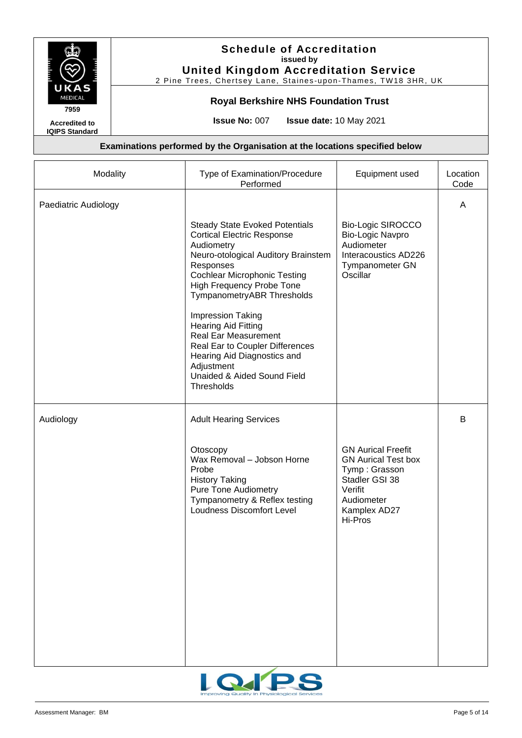# Schedule of Accreditation

issued by

**United Kingdom Accreditation Service**

2 Pine Trees, Chertsey Lane, Staines-upon-Thames, TW18 3HR, UK

7959

Accredited to IQIPS Standard

## Royal Berkshire NHS Foundation Trust

**Issue No:** 007 **Issue date:** 10 May 2021

### Examinations performed by the Organisation at the locations specified below

| Modality | Type of Examination/Procedure Performed | Equipment used | Location Code |
|---|---|---|---|
| Paediatric Audiology | | | A |
| | Steady State Evoked Potentials<br>Cortical Electric Response Audiometry<br>Neuro-otological Auditory Brainstem Responses<br>Cochlear Microphonic Testing<br>High Frequency Probe Tone TympanometryABR Thresholds<br><br>Impression Taking<br>Hearing Aid Fitting<br>Real Ear Measurement<br>Real Ear to Coupler Differences<br>Hearing Aid Diagnostics and Adjustment<br>Unaided & Aided Sound Field Thresholds | Bio-Logic SIROCCO<br>Bio-Logic Navpro<br>Audiometer<br>Interacoustics AD226<br>Tympanometer GN Oscillar | |
| Audiology | Adult Hearing Services | | B |
| | Otoscopy<br>Wax Removal – Jobson Horne Probe<br>History Taking<br>Pure Tone Audiometry<br>Tympanometry & Reflex testing<br>Loudness Discomfort Level | GN Aurical Freefit<br>GN Aurical Test box<br>Tymp : Grasson Stadler GSI 38<br>Verifit<br>Audiometer<br>Kamplex AD27<br>Hi-Pros | |

Assessment Manager: BM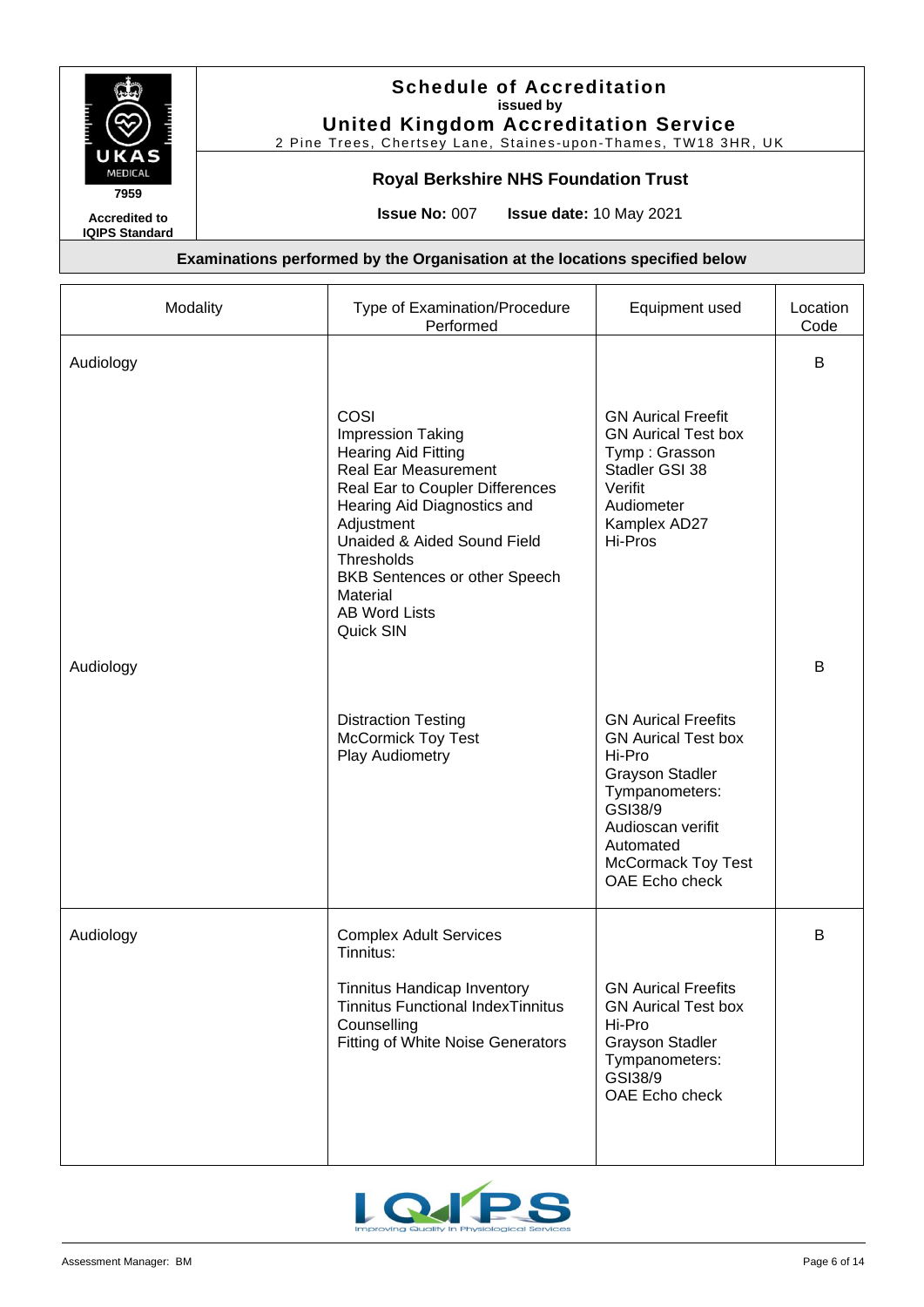# Schedule of Accreditation
**issued by**
## United Kingdom Accreditation Service
2 Pine Trees, Chertsey Lane, Staines-upon-Thames, TW18 3HR, UK

**7959**

**Accredited to IQIPS Standard**

**Royal Berkshire NHS Foundation Trust**

**Issue No:** 007 **Issue date:** 10 May 2021

**Examinations performed by the Organisation at the locations specified below**

| Modality | Type of Examination/Procedure Performed | Equipment used | Location Code |
|---|---|---|---|
| Audiology | | | B |
| | COSI<br>Impression Taking<br>Hearing Aid Fitting<br>Real Ear Measurement<br>Real Ear to Coupler Differences<br>Hearing Aid Diagnostics and Adjustment<br>Unaided & Aided Sound Field Thresholds<br>BKB Sentences or other Speech Material<br>AB Word Lists<br>Quick SIN | GN Aurical Freefit<br>GN Aurical Test box<br>Tymp : Grasson Stadler GSI 38<br>Verifit<br>Audiometer<br>Kamplex AD27<br>Hi-Pros | |
| Audiology | | | B |
| | Distraction Testing<br>McCormick Toy Test<br>Play Audiometry | GN Aurical Freefits<br>GN Aurical Test box<br>Hi-Pro<br>Grayson Stadler<br>Tympanometers: GSI38/9<br>Audioscan verifit<br>Automated McCormack Toy Test<br>OAE Echo check | |
| Audiology | Complex Adult Services<br>Tinnitus:<br><br>Tinnitus Handicap Inventory<br>Tinnitus Functional IndexTinnitus Counselling<br>Fitting of White Noise Generators | GN Aurical Freefits<br>GN Aurical Test box<br>Hi-Pro<br>Grayson Stadler<br>Tympanometers: GSI38/9<br>OAE Echo check | B |

Assessment Manager: BM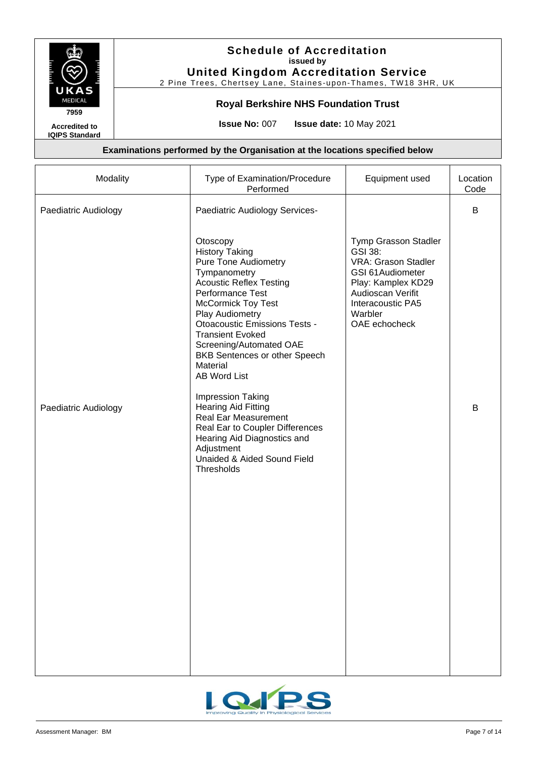# Schedule of Accreditation

**issued by**

**United Kingdom Accreditation Service**

2 Pine Trees, Chertsey Lane, Staines-upon-Thames, TW18 3HR, UK

**Royal Berkshire NHS Foundation Trust**

**Issue No:** 007 **Issue date:** 10 May 2021

7959

**Accredited to IQIPS Standard**

**Examinations performed by the Organisation at the locations specified below**

| Modality | Type of Examination/Procedure Performed | Equipment used | Location Code |
|---|---|---|---|
| Paediatric Audiology | Paediatric Audiology Services-<br><br>Otoscopy<br>History Taking<br>Pure Tone Audiometry<br>Tympanometry<br>Acoustic Reflex Testing<br>Performance Test<br>McCormick Toy Test<br>Play Audiometry<br>Otoacoustic Emissions Tests - Transient Evoked<br>Screening/Automated OAE<br>BKB Sentences or other Speech Material<br>AB Word List | Tymp Grasson Stadler GSI 38:<br>VRA: Grason Stadler GSI 61Audiometer<br>Play: Kamplex KD29<br>Audioscan Verifit<br>Interacoustic PA5<br>Warbler<br>OAE echocheck | B |
| Paediatric Audiology | Impression Taking<br>Hearing Aid Fitting<br>Real Ear Measurement<br>Real Ear to Coupler Differences<br>Hearing Aid Diagnostics and Adjustment<br>Unaided & Aided Sound Field Thresholds | | B |

Assessment Manager: BM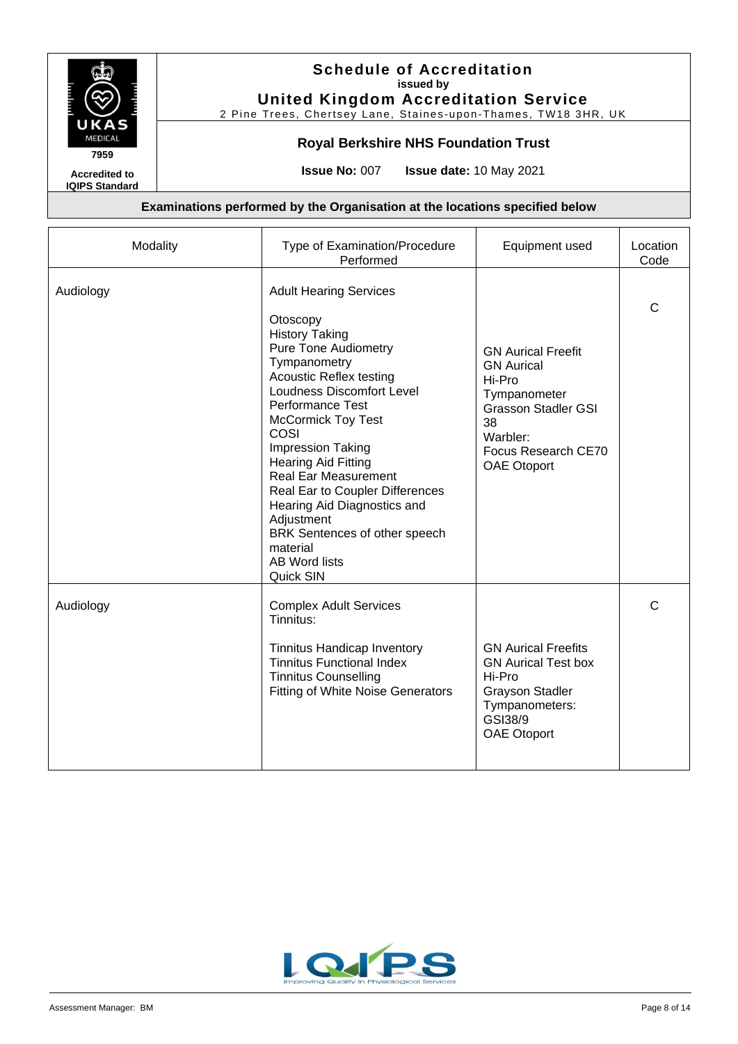# Schedule of Accreditation

**issued by**

## United Kingdom Accreditation Service

2 Pine Trees, Chertsey Lane, Staines-upon-Thames, TW18 3HR, UK

7959

**Accredited to IQIPS Standard**

### Royal Berkshire NHS Foundation Trust

**Issue No:** 007 **Issue date:** 10 May 2021

**Examinations performed by the Organisation at the locations specified below**

| Modality | Type of Examination/Procedure Performed | Equipment used | Location Code |
|---|---|---|---|
| Audiology | Adult Hearing Services<br><br>Otoscopy<br>History Taking<br>Pure Tone Audiometry<br>Tympanometry<br>Acoustic Reflex testing<br>Loudness Discomfort Level<br>Performance Test<br>McCormick Toy Test<br>COSI<br>Impression Taking<br>Hearing Aid Fitting<br>Real Ear Measurement<br>Real Ear to Coupler Differences<br>Hearing Aid Diagnostics and Adjustment<br>BRK Sentences of other speech material<br>AB Word lists<br>Quick SIN | GN Aurical Freefit<br>GN Aurical<br>Hi-Pro<br>Tympanometer<br>Grasson Stadler GSI 38<br>Warbler:<br>Focus Research CE70<br>OAE Otoport | C |
| Audiology | Complex Adult Services<br>Tinnitus:<br><br>Tinnitus Handicap Inventory<br>Tinnitus Functional Index<br>Tinnitus Counselling<br>Fitting of White Noise Generators | GN Aurical Freefits<br>GN Aurical Test box<br>Hi-Pro<br>Grayson Stadler Tympanometers:<br>GSI38/9<br>OAE Otoport | C |

Assessment Manager: BM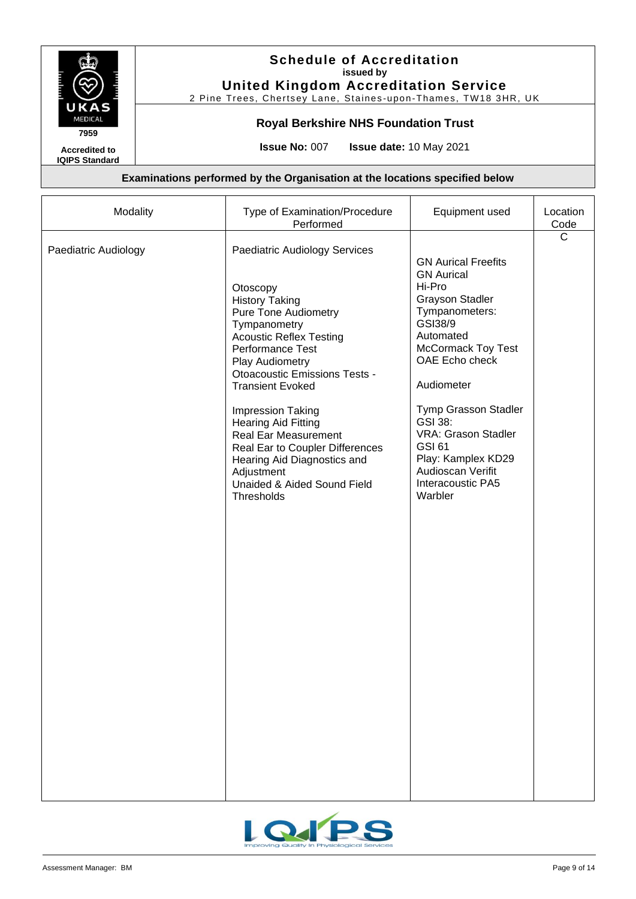# Schedule of Accreditation
**issued by**
# United Kingdom Accreditation Service
2 Pine Trees, Chertsey Lane, Staines-upon-Thames, TW18 3HR, UK

7959

**Accredited to IQIPS Standard**

## Royal Berkshire NHS Foundation Trust

**Issue No:** 007 **Issue date:** 10 May 2021

### Examinations performed by the Organisation at the locations specified below

| Modality | Type of Examination/Procedure Performed | Equipment used | Location Code |
|---|---|---|---|
| Paediatric Audiology | Paediatric Audiology Services<br><br>Otoscopy<br>History Taking<br>Pure Tone Audiometry<br>Tympanometry<br>Acoustic Reflex Testing<br>Performance Test<br>Play Audiometry<br>Otoacoustic Emissions Tests - Transient Evoked<br><br>Impression Taking<br>Hearing Aid Fitting<br>Real Ear Measurement<br>Real Ear to Coupler Differences<br>Hearing Aid Diagnostics and Adjustment<br>Unaided & Aided Sound Field Thresholds | GN Aurical Freefits<br>GN Aurical<br>Hi-Pro<br>Grayson Stadler<br>Tympanometers:<br>GSI38/9<br>Automated<br>McCormack Toy Test<br>OAE Echo check<br><br>Audiometer<br><br>Tymp Grasson Stadler<br>GSI 38:<br>VRA: Grason Stadler<br>GSI 61<br>Play: Kamplex KD29<br>Audioscan Verifit<br>Interacoustic PA5<br>Warbler | C |

Assessment Manager: BM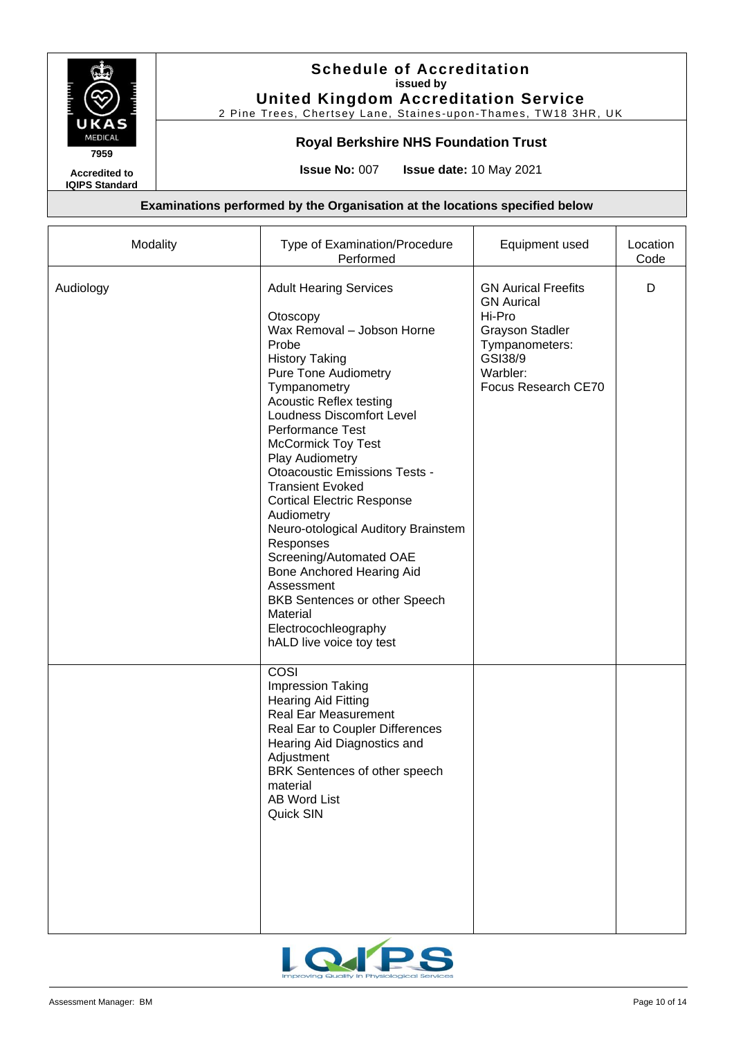# Schedule of Accreditation

**issued by**

**United Kingdom Accreditation Service**

2 Pine Trees, Chertsey Lane, Staines-upon-Thames, TW18 3HR, UK

UKAS MEDICAL 7959

**Accredited to IQIPS Standard**

**Royal Berkshire NHS Foundation Trust**

**Issue No:** 007 **Issue date:** 10 May 2021

**Examinations performed by the Organisation at the locations specified below**

| Modality | Type of Examination/Procedure Performed | Equipment used | Location Code |
|---|---|---|---|
| Audiology | Adult Hearing Services<br><br>Otoscopy<br>Wax Removal – Jobson Horne Probe<br>History Taking<br>Pure Tone Audiometry<br>Tympanometry<br>Acoustic Reflex testing<br>Loudness Discomfort Level<br>Performance Test<br>McCormick Toy Test<br>Play Audiometry<br>Otoacoustic Emissions Tests - Transient Evoked<br>Cortical Electric Response Audiometry<br>Neuro-otological Auditory Brainstem Responses<br>Screening/Automated OAE<br>Bone Anchored Hearing Aid Assessment<br>BKB Sentences or other Speech Material<br>Electrocochleography<br>hALD live voice toy test | GN Aurical Freefits<br>GN Aurical<br>Hi-Pro<br>Grayson Stadler<br>Tympanometers:<br>GSI38/9<br>Warbler:<br>Focus Research CE70 | D |
| | COSI<br>Impression Taking<br>Hearing Aid Fitting<br>Real Ear Measurement<br>Real Ear to Coupler Differences<br>Hearing Aid Diagnostics and Adjustment<br>BRK Sentences of other speech material<br>AB Word List<br>Quick SIN | | |

IQIPS – Improving Quality in Physiological Services

Assessment Manager: BM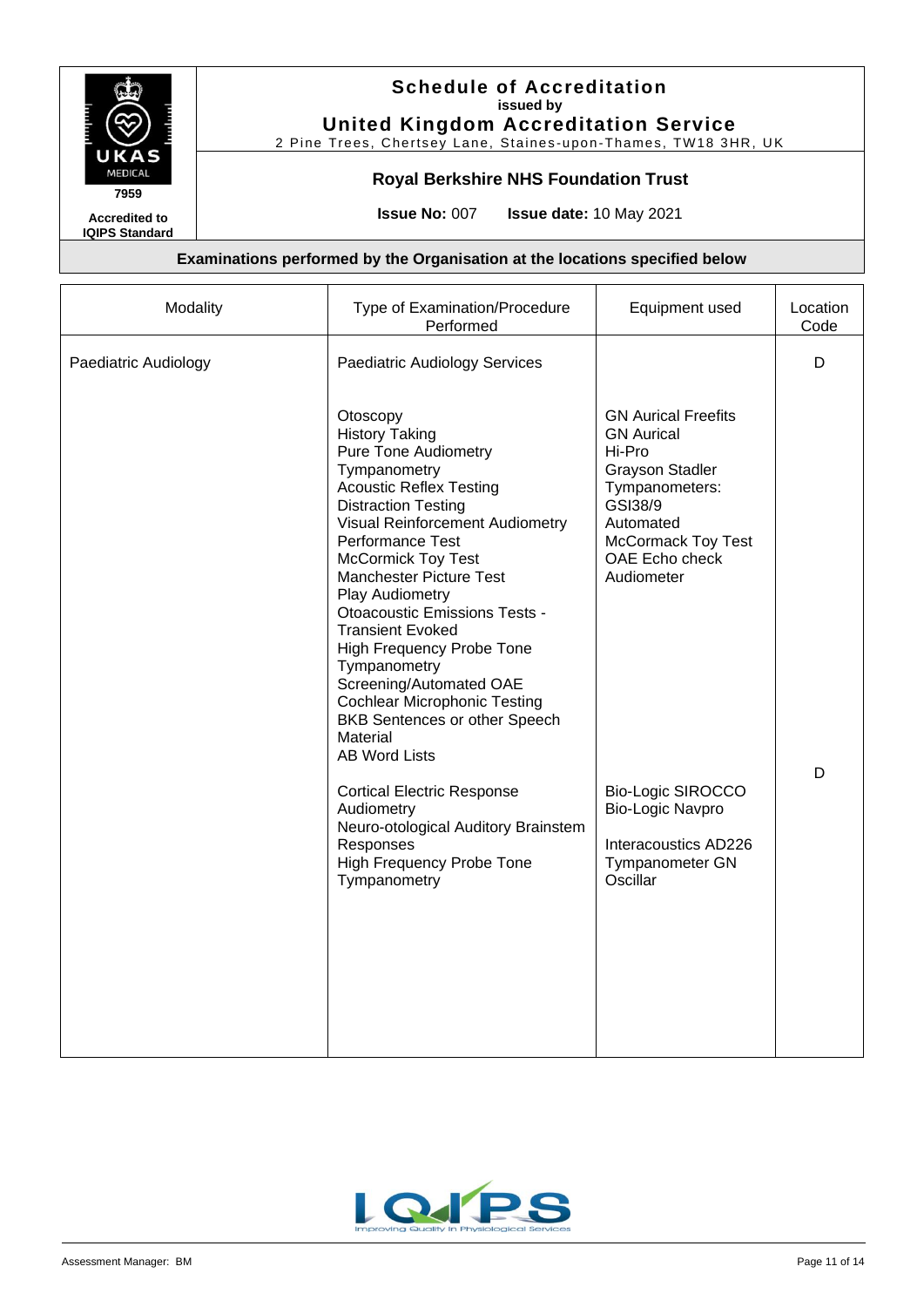# Schedule of Accreditation

**issued by**

## United Kingdom Accreditation Service

2 Pine Trees, Chertsey Lane, Staines-upon-Thames, TW18 3HR, UK

7959

**Accredited to IQIPS Standard**

### Royal Berkshire NHS Foundation Trust

**Issue No:** 007 **Issue date:** 10 May 2021

**Examinations performed by the Organisation at the locations specified below**

| Modality | Type of Examination/Procedure Performed | Equipment used | Location Code |
|---|---|---|---|
| Paediatric Audiology | Paediatric Audiology Services | | D |
| | Otoscopy<br>History Taking<br>Pure Tone Audiometry<br>Tympanometry<br>Acoustic Reflex Testing<br>Distraction Testing<br>Visual Reinforcement Audiometry<br>Performance Test<br>McCormick Toy Test<br>Manchester Picture Test<br>Play Audiometry<br>Otoacoustic Emissions Tests - Transient Evoked<br>High Frequency Probe Tone Tympanometry<br>Screening/Automated OAE<br>Cochlear Microphonic Testing<br>BKB Sentences or other Speech Material<br>AB Word Lists | GN Aurical Freefits<br>GN Aurical<br>Hi-Pro<br>Grayson Stadler<br>Tympanometers:<br>GSI38/9<br>Automated<br>McCormack Toy Test<br>OAE Echo check<br>Audiometer | |
| | Cortical Electric Response Audiometry<br>Neuro-otological Auditory Brainstem Responses<br>High Frequency Probe Tone Tympanometry | Bio-Logic SIROCCO<br>Bio-Logic Navpro<br><br>Interacoustics AD226<br>Tympanometer GN Oscillar | D |

Assessment Manager: BM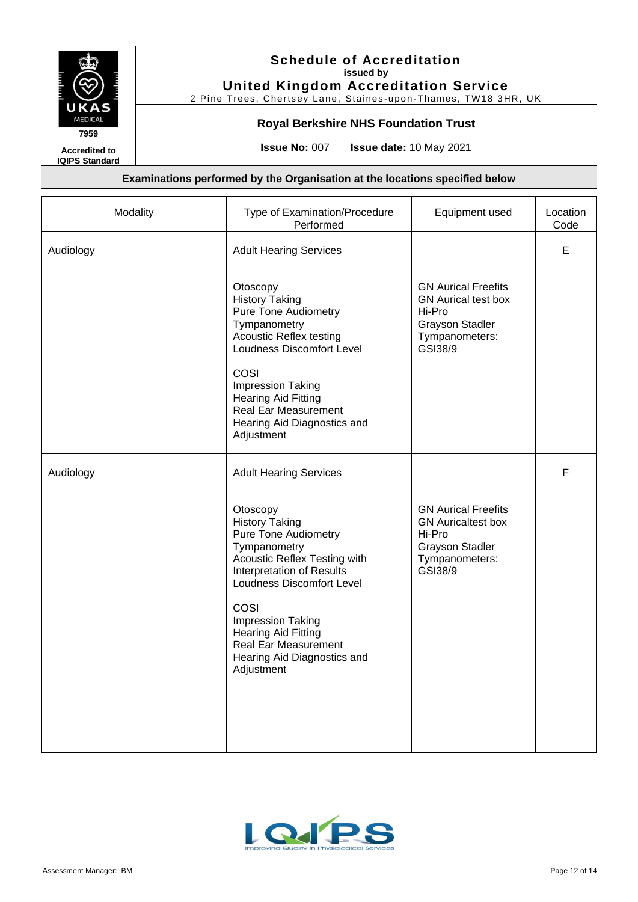# Schedule of Accreditation

issued by

**United Kingdom Accreditation Service**

2 Pine Trees, Chertsey Lane, Staines-upon-Thames, TW18 3HR, UK

UKAS MEDICAL 7959

Accredited to IQIPS Standard

## Royal Berkshire NHS Foundation Trust

**Issue No:** 007 **Issue date:** 10 May 2021

### Examinations performed by the Organisation at the locations specified below

| Modality | Type of Examination/Procedure Performed | Equipment used | Location Code |
|---|---|---|---|
| Audiology | Adult Hearing Services<br><br>Otoscopy<br>History Taking<br>Pure Tone Audiometry<br>Tympanometry<br>Acoustic Reflex testing<br>Loudness Discomfort Level<br><br>COSI<br>Impression Taking<br>Hearing Aid Fitting<br>Real Ear Measurement<br>Hearing Aid Diagnostics and Adjustment | GN Aurical Freefits<br>GN Aurical test box<br>Hi-Pro<br>Grayson Stadler Tympanometers: GSI38/9 | E |
| Audiology | Adult Hearing Services<br><br>Otoscopy<br>History Taking<br>Pure Tone Audiometry<br>Tympanometry<br>Acoustic Reflex Testing with Interpretation of Results<br>Loudness Discomfort Level<br><br>COSI<br>Impression Taking<br>Hearing Aid Fitting<br>Real Ear Measurement<br>Hearing Aid Diagnostics and Adjustment | GN Aurical Freefits<br>GN Auricaltest box<br>Hi-Pro<br>Grayson Stadler Tympanometers: GSI38/9 | F |

IQIPS Improving Quality in Physiological Services

Assessment Manager: BM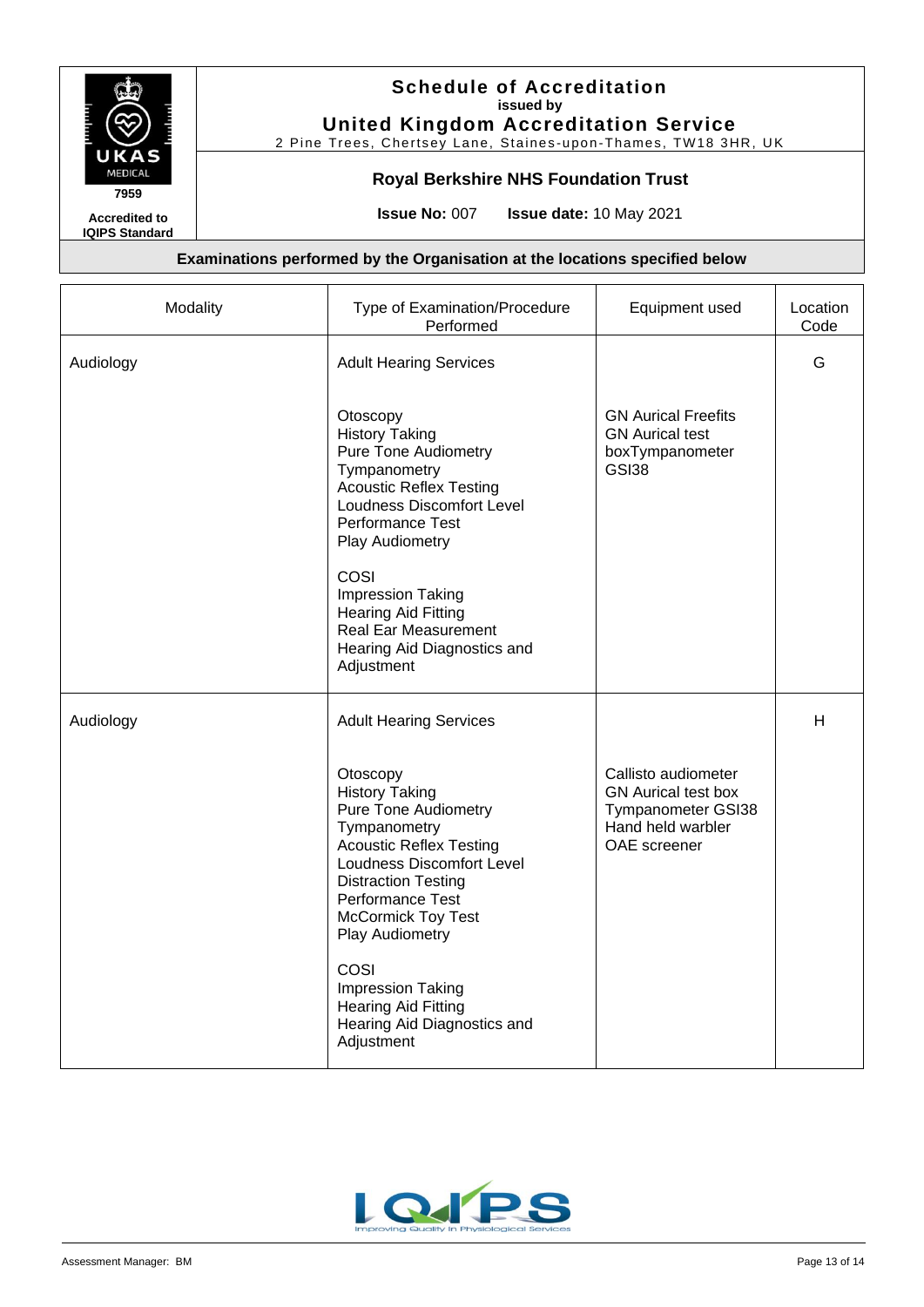# Schedule of Accreditation
**issued by**
## United Kingdom Accreditation Service
2 Pine Trees, Chertsey Lane, Staines-upon-Thames, TW18 3HR, UK

**7959**

**Accredited to IQIPS Standard**

### Royal Berkshire NHS Foundation Trust

**Issue No:** 007 **Issue date:** 10 May 2021

**Examinations performed by the Organisation at the locations specified below**

| Modality | Type of Examination/Procedure Performed | Equipment used | Location Code |
|---|---|---|---|
| Audiology | Adult Hearing Services<br><br>Otoscopy<br>History Taking<br>Pure Tone Audiometry<br>Tympanometry<br>Acoustic Reflex Testing<br>Loudness Discomfort Level<br>Performance Test<br>Play Audiometry<br><br>COSI<br>Impression Taking<br>Hearing Aid Fitting<br>Real Ear Measurement<br>Hearing Aid Diagnostics and Adjustment | GN Aurical Freefits<br>GN Aurical test boxTympanometer GSI38 | G |
| Audiology | Adult Hearing Services<br><br>Otoscopy<br>History Taking<br>Pure Tone Audiometry<br>Tympanometry<br>Acoustic Reflex Testing<br>Loudness Discomfort Level<br>Distraction Testing<br>Performance Test<br>McCormick Toy Test<br>Play Audiometry<br><br>COSI<br>Impression Taking<br>Hearing Aid Fitting<br>Hearing Aid Diagnostics and Adjustment | Callisto audiometer<br>GN Aurical test box<br>Tympanometer GSI38<br>Hand held warbler<br>OAE screener | H |

Assessment Manager: BM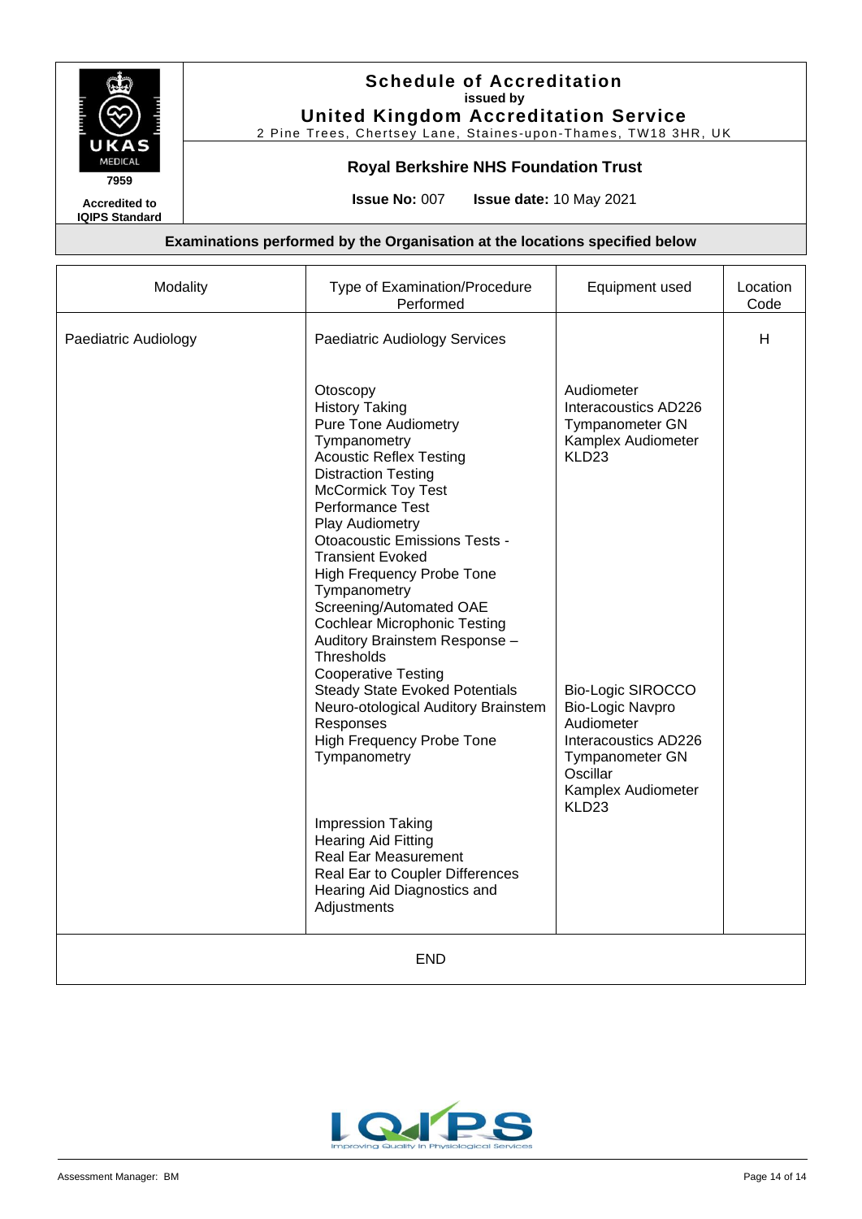# Schedule of Accreditation

issued by

## United Kingdom Accreditation Service

2 Pine Trees, Chertsey Lane, Staines-upon-Thames, TW18 3HR, UK

7959

Accredited to IQIPS Standard

**Royal Berkshire NHS Foundation Trust**

**Issue No:** 007 **Issue date:** 10 May 2021

**Examinations performed by the Organisation at the locations specified below**

| Modality | Type of Examination/Procedure Performed | Equipment used | Location Code |
|---|---|---|---|
| Paediatric Audiology | Paediatric Audiology Services | | H |
| | Otoscopy<br>History Taking<br>Pure Tone Audiometry<br>Tympanometry<br>Acoustic Reflex Testing<br>Distraction Testing<br>McCormick Toy Test<br>Performance Test<br>Play Audiometry<br>Otoacoustic Emissions Tests - Transient Evoked<br>High Frequency Probe Tone Tympanometry<br>Screening/Automated OAE<br>Cochlear Microphonic Testing<br>Auditory Brainstem Response – Thresholds<br>Cooperative Testing | Audiometer Interacoustics AD226<br>Tympanometer GN Kamplex Audiometer KLD23 | |
| | Steady State Evoked Potentials<br>Neuro-otological Auditory Brainstem Responses<br>High Frequency Probe Tone Tympanometry | Bio-Logic SIROCCO<br>Bio-Logic Navpro<br>Audiometer Interacoustics AD226<br>Tympanometer GN Oscillar<br>Kamplex Audiometer KLD23 | |
| | Impression Taking<br>Hearing Aid Fitting<br>Real Ear Measurement<br>Real Ear to Coupler Differences<br>Hearing Aid Diagnostics and Adjustments | | |

END

Assessment Manager: BM